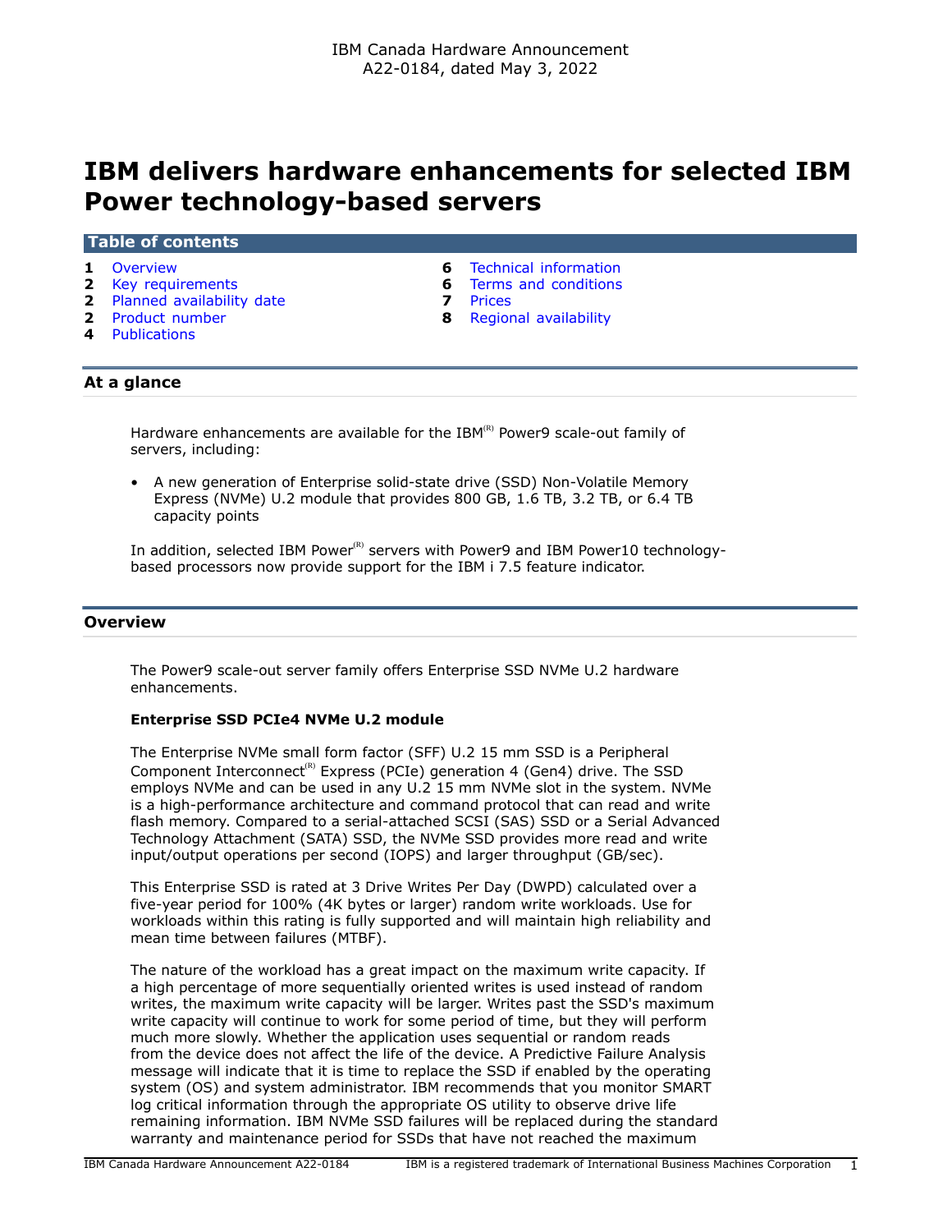IBM Canada Hardware Announcement
A22-0184, dated May 3, 2022

# IBM delivers hardware enhancements for selected IBM Power technology-based servers

## Table of contents

| | | | |
|---|---|---|---|
| 1 | Overview | 6 | Technical information |
| 2 | Key requirements | 6 | Terms and conditions |
| 2 | Planned availability date | 7 | Prices |
| 2 | Product number | 8 | Regional availability |
| 4 | Publications | | |

## At a glance

Hardware enhancements are available for the IBM(R) Power9 scale-out family of servers, including:

- A new generation of Enterprise solid-state drive (SSD) Non-Volatile Memory Express (NVMe) U.2 module that provides 800 GB, 1.6 TB, 3.2 TB, or 6.4 TB capacity points

In addition, selected IBM Power(R) servers with Power9 and IBM Power10 technology-based processors now provide support for the IBM i 7.5 feature indicator.

## Overview

The Power9 scale-out server family offers Enterprise SSD NVMe U.2 hardware enhancements.

**Enterprise SSD PCIe4 NVMe U.2 module**

The Enterprise NVMe small form factor (SFF) U.2 15 mm SSD is a Peripheral Component Interconnect(R) Express (PCIe) generation 4 (Gen4) drive. The SSD employs NVMe and can be used in any U.2 15 mm NVMe slot in the system. NVMe is a high-performance architecture and command protocol that can read and write flash memory. Compared to a serial-attached SCSI (SAS) SSD or a Serial Advanced Technology Attachment (SATA) SSD, the NVMe SSD provides more read and write input/output operations per second (IOPS) and larger throughput (GB/sec).

This Enterprise SSD is rated at 3 Drive Writes Per Day (DWPD) calculated over a five-year period for 100% (4K bytes or larger) random write workloads. Use for workloads within this rating is fully supported and will maintain high reliability and mean time between failures (MTBF).

The nature of the workload has a great impact on the maximum write capacity. If a high percentage of more sequentially oriented writes is used instead of random writes, the maximum write capacity will be larger. Writes past the SSD's maximum write capacity will continue to work for some period of time, but they will perform much more slowly. Whether the application uses sequential or random reads from the device does not affect the life of the device. A Predictive Failure Analysis message will indicate that it is time to replace the SSD if enabled by the operating system (OS) and system administrator. IBM recommends that you monitor SMART log critical information through the appropriate OS utility to observe drive life remaining information. IBM NVMe SSD failures will be replaced during the standard warranty and maintenance period for SSDs that have not reached the maximum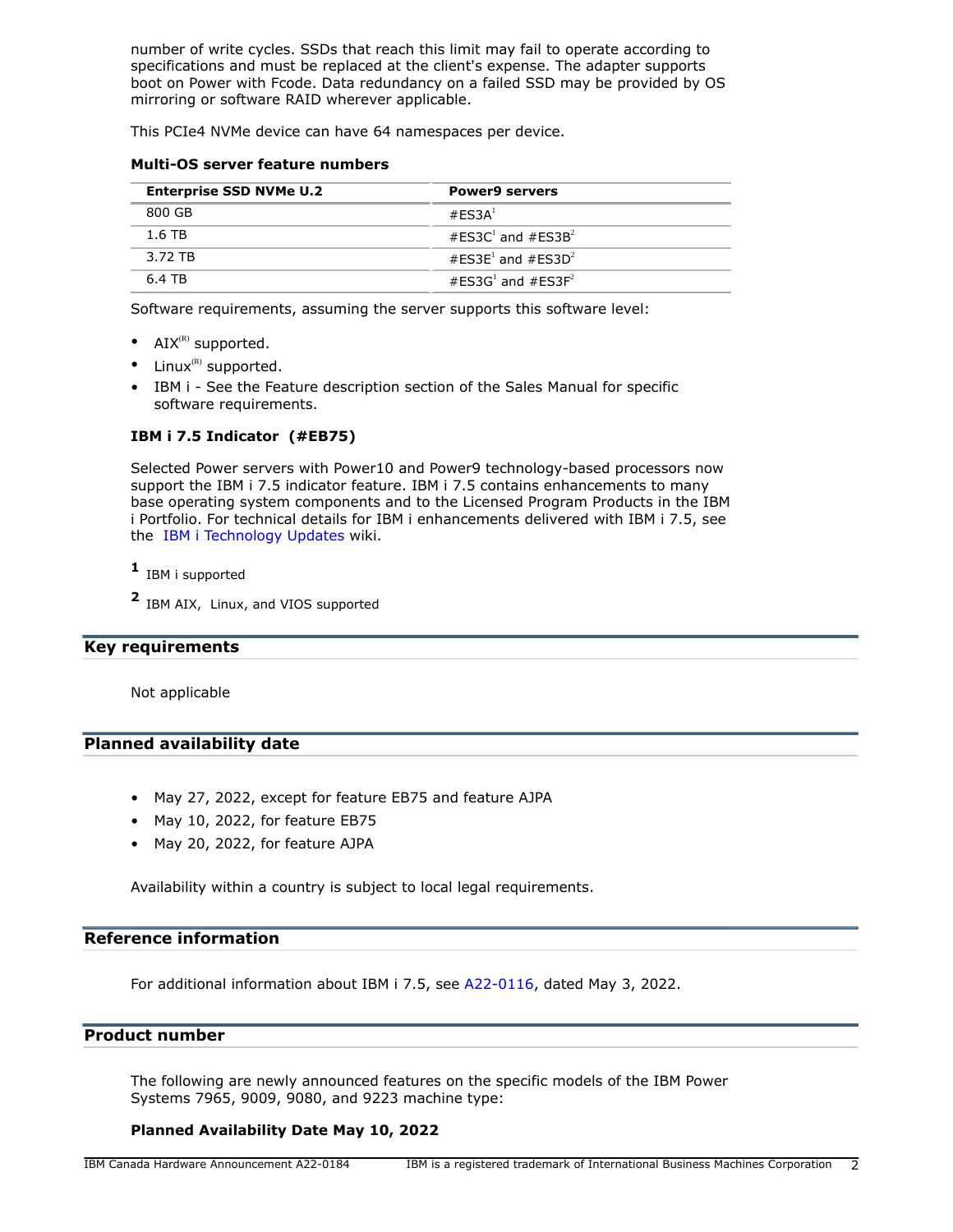number of write cycles. SSDs that reach this limit may fail to operate according to specifications and must be replaced at the client's expense. The adapter supports boot on Power with Fcode. Data redundancy on a failed SSD may be provided by OS mirroring or software RAID wherever applicable.

This PCIe4 NVMe device can have 64 namespaces per device.

**Multi-OS server feature numbers**

| Enterprise SSD NVMe U.2 | Power9 servers |
|---|---|
| 800 GB | #ES3A[1] |
| 1.6 TB | #ES3C[1] and #ES3B[2] |
| 3.72 TB | #ES3E[1] and #ES3D[2] |
| 6.4 TB | #ES3G[1] and #ES3F[2] |

Software requirements, assuming the server supports this software level:

- AIX(R) supported.
- Linux(R) supported.
- IBM i - See the Feature description section of the Sales Manual for specific software requirements.

**IBM i 7.5 Indicator (#EB75)**

Selected Power servers with Power10 and Power9 technology-based processors now support the IBM i 7.5 indicator feature. IBM i 7.5 contains enhancements to many base operating system components and to the Licensed Program Products in the IBM i Portfolio. For technical details for IBM i enhancements delivered with IBM i 7.5, see the IBM i Technology Updates wiki.

**1** IBM i supported

**2** IBM AIX, Linux, and VIOS supported

## Key requirements

Not applicable

## Planned availability date

- May 27, 2022, except for feature EB75 and feature AJPA
- May 10, 2022, for feature EB75
- May 20, 2022, for feature AJPA

Availability within a country is subject to local legal requirements.

## Reference information

For additional information about IBM i 7.5, see A22-0116, dated May 3, 2022.

## Product number

The following are newly announced features on the specific models of the IBM Power Systems 7965, 9009, 9080, and 9223 machine type:

**Planned Availability Date May 10, 2022**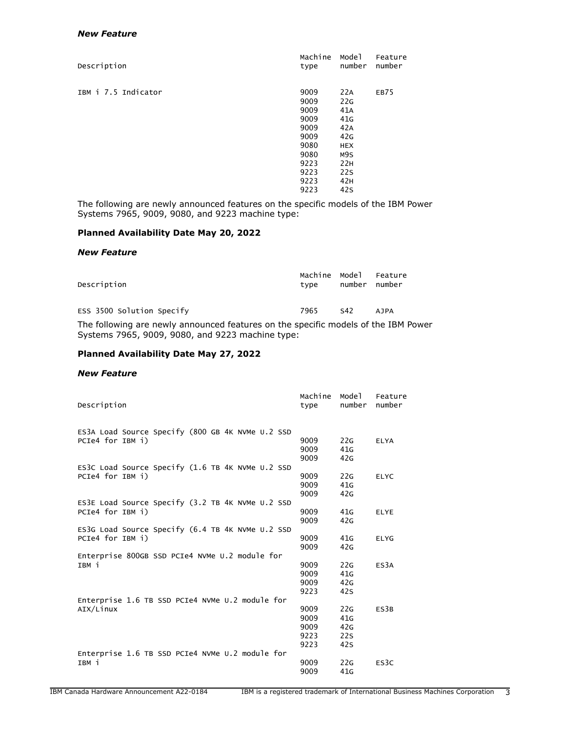*New Feature*

| Description | Machine type | Model number | Feature number |
|---|---|---|---|
| IBM i 7.5 Indicator | 9009 | 22A | EB75 |
| | 9009 | 22G | |
| | 9009 | 41A | |
| | 9009 | 41G | |
| | 9009 | 42A | |
| | 9009 | 42G | |
| | 9080 | HEX | |
| | 9080 | M9S | |
| | 9223 | 22H | |
| | 9223 | 22S | |
| | 9223 | 42H | |
| | 9223 | 42S | |

The following are newly announced features on the specific models of the IBM Power Systems 7965, 9009, 9080, and 9223 machine type:

**Planned Availability Date May 20, 2022**

*New Feature*

| Description | Machine type | Model number | Feature number |
|---|---|---|---|
| ESS 3500 Solution Specify | 7965 | S42 | AJPA |

The following are newly announced features on the specific models of the IBM Power Systems 7965, 9009, 9080, and 9223 machine type:

**Planned Availability Date May 27, 2022**

*New Feature*

| Description | Machine type | Model number | Feature number |
|---|---|---|---|
| ES3A Load Source Specify (800 GB 4K NVMe U.2 SSD PCIe4 for IBM i) | 9009 | 22G | ELYA |
| | 9009 | 41G | |
| | 9009 | 42G | |
| ES3C Load Source Specify (1.6 TB 4K NVMe U.2 SSD PCIe4 for IBM i) | 9009 | 22G | ELYC |
| | 9009 | 41G | |
| | 9009 | 42G | |
| ES3E Load Source Specify (3.2 TB 4K NVMe U.2 SSD PCIe4 for IBM i) | 9009 | 41G | ELYE |
| | 9009 | 42G | |
| ES3G Load Source Specify (6.4 TB 4K NVMe U.2 SSD PCIe4 for IBM i) | 9009 | 41G | ELYG |
| | 9009 | 42G | |
| Enterprise 800GB SSD PCIe4 NVMe U.2 module for IBM i | 9009 | 22G | ES3A |
| | 9009 | 41G | |
| | 9009 | 42G | |
| | 9223 | 42S | |
| Enterprise 1.6 TB SSD PCIe4 NVMe U.2 module for AIX/Linux | 9009 | 22G | ES3B |
| | 9009 | 41G | |
| | 9009 | 42G | |
| | 9223 | 22S | |
| | 9223 | 42S | |
| Enterprise 1.6 TB SSD PCIe4 NVMe U.2 module for IBM i | 9009 | 22G | ES3C |
| | 9009 | 41G | |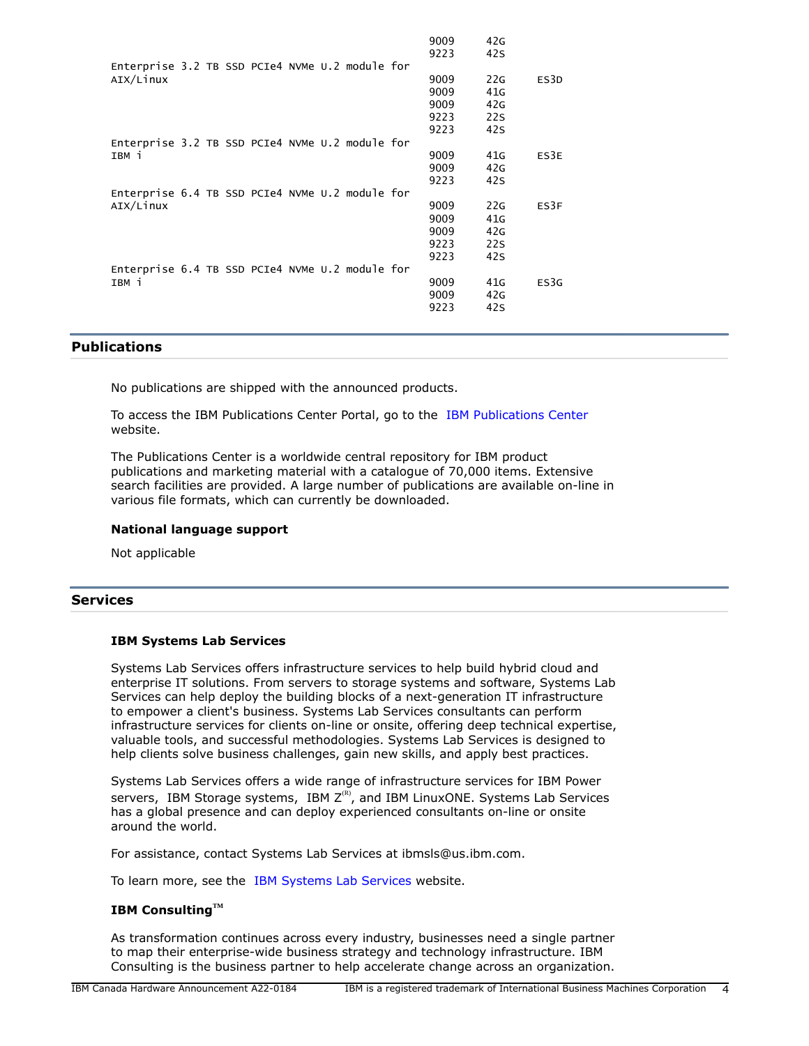| Description | Machine type | Model | Feature |
| --- | --- | --- | --- |
| | 9009 | 42G | |
| | 9223 | 42S | |
| Enterprise 3.2 TB SSD PCIe4 NVMe U.2 module for AIX/Linux | 9009 | 22G | ES3D |
| | 9009 | 41G | |
| | 9009 | 42G | |
| | 9223 | 22S | |
| | 9223 | 42S | |
| Enterprise 3.2 TB SSD PCIe4 NVMe U.2 module for IBM i | 9009 | 41G | ES3E |
| | 9009 | 42G | |
| | 9223 | 42S | |
| Enterprise 6.4 TB SSD PCIe4 NVMe U.2 module for AIX/Linux | 9009 | 22G | ES3F |
| | 9009 | 41G | |
| | 9009 | 42G | |
| | 9223 | 22S | |
| | 9223 | 42S | |
| Enterprise 6.4 TB SSD PCIe4 NVMe U.2 module for IBM i | 9009 | 41G | ES3G |
| | 9009 | 42G | |
| | 9223 | 42S | |

## Publications

No publications are shipped with the announced products.

To access the IBM Publications Center Portal, go to the IBM Publications Center website.

The Publications Center is a worldwide central repository for IBM product publications and marketing material with a catalogue of 70,000 items. Extensive search facilities are provided. A large number of publications are available on-line in various file formats, which can currently be downloaded.

### National language support

Not applicable

## Services

### IBM Systems Lab Services

Systems Lab Services offers infrastructure services to help build hybrid cloud and enterprise IT solutions. From servers to storage systems and software, Systems Lab Services can help deploy the building blocks of a next-generation IT infrastructure to empower a client's business. Systems Lab Services consultants can perform infrastructure services for clients on-line or onsite, offering deep technical expertise, valuable tools, and successful methodologies. Systems Lab Services is designed to help clients solve business challenges, gain new skills, and apply best practices.

Systems Lab Services offers a wide range of infrastructure services for IBM Power servers, IBM Storage systems, IBM Z(R), and IBM LinuxONE. Systems Lab Services has a global presence and can deploy experienced consultants on-line or onsite around the world.

For assistance, contact Systems Lab Services at ibmsls@us.ibm.com.

To learn more, see the IBM Systems Lab Services website.

### IBM Consulting(TM)

As transformation continues across every industry, businesses need a single partner to map their enterprise-wide business strategy and technology infrastructure. IBM Consulting is the business partner to help accelerate change across an organization.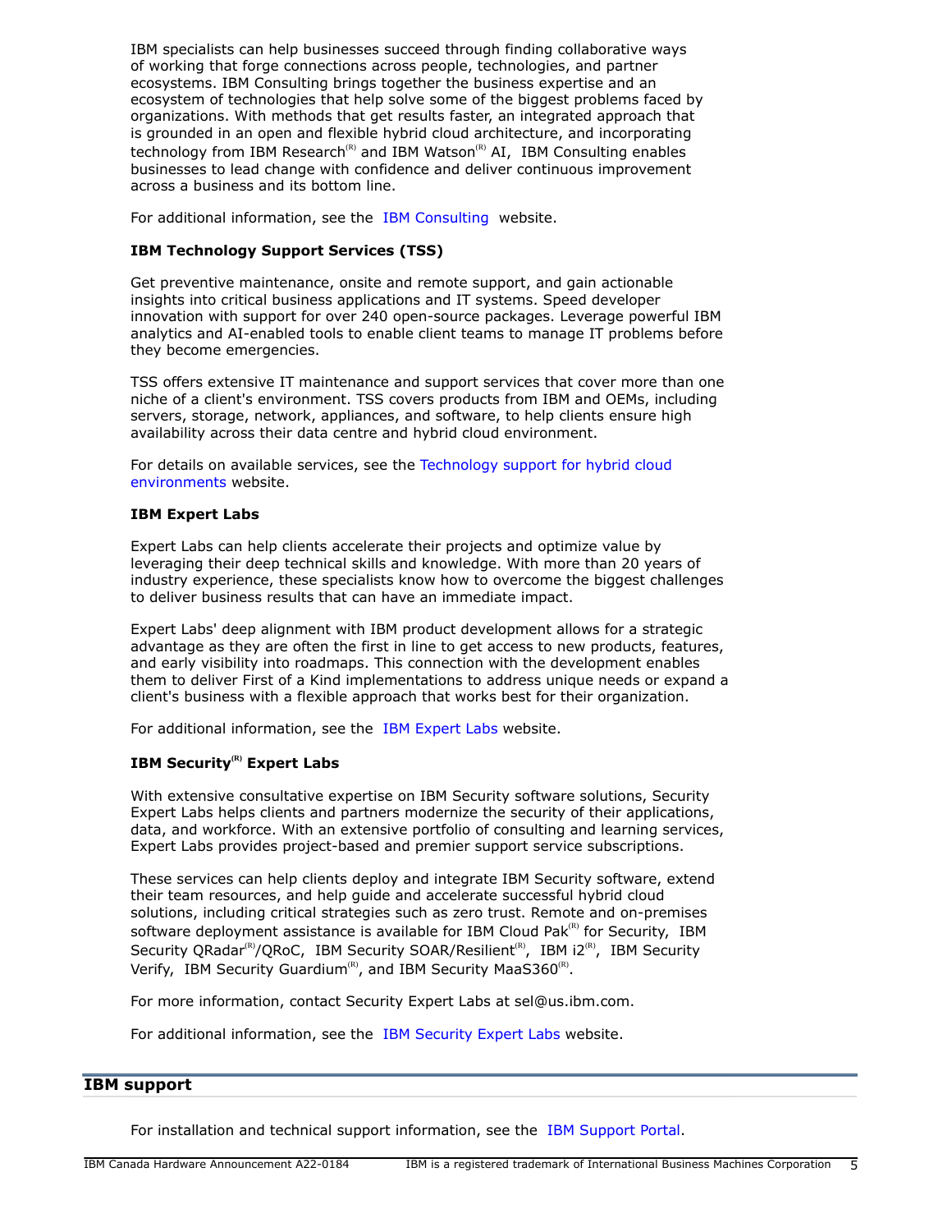IBM specialists can help businesses succeed through finding collaborative ways of working that forge connections across people, technologies, and partner ecosystems. IBM Consulting brings together the business expertise and an ecosystem of technologies that help solve some of the biggest problems faced by organizations. With methods that get results faster, an integrated approach that is grounded in an open and flexible hybrid cloud architecture, and incorporating technology from IBM Research(R) and IBM Watson(R) AI, IBM Consulting enables businesses to lead change with confidence and deliver continuous improvement across a business and its bottom line.

For additional information, see the IBM Consulting website.

**IBM Technology Support Services (TSS)**

Get preventive maintenance, onsite and remote support, and gain actionable insights into critical business applications and IT systems. Speed developer innovation with support for over 240 open-source packages. Leverage powerful IBM analytics and AI-enabled tools to enable client teams to manage IT problems before they become emergencies.

TSS offers extensive IT maintenance and support services that cover more than one niche of a client's environment. TSS covers products from IBM and OEMs, including servers, storage, network, appliances, and software, to help clients ensure high availability across their data centre and hybrid cloud environment.

For details on available services, see the Technology support for hybrid cloud environments website.

**IBM Expert Labs**

Expert Labs can help clients accelerate their projects and optimize value by leveraging their deep technical skills and knowledge. With more than 20 years of industry experience, these specialists know how to overcome the biggest challenges to deliver business results that can have an immediate impact.

Expert Labs' deep alignment with IBM product development allows for a strategic advantage as they are often the first in line to get access to new products, features, and early visibility into roadmaps. This connection with the development enables them to deliver First of a Kind implementations to address unique needs or expand a client's business with a flexible approach that works best for their organization.

For additional information, see the IBM Expert Labs website.

**IBM Security(R) Expert Labs**

With extensive consultative expertise on IBM Security software solutions, Security Expert Labs helps clients and partners modernize the security of their applications, data, and workforce. With an extensive portfolio of consulting and learning services, Expert Labs provides project-based and premier support service subscriptions.

These services can help clients deploy and integrate IBM Security software, extend their team resources, and help guide and accelerate successful hybrid cloud solutions, including critical strategies such as zero trust. Remote and on-premises software deployment assistance is available for IBM Cloud Pak(R) for Security, IBM Security QRadar(R)/QRoC, IBM Security SOAR/Resilient(R), IBM i2(R), IBM Security Verify, IBM Security Guardium(R), and IBM Security MaaS360(R).

For more information, contact Security Expert Labs at sel@us.ibm.com.

For additional information, see the IBM Security Expert Labs website.

## IBM support

For installation and technical support information, see the IBM Support Portal.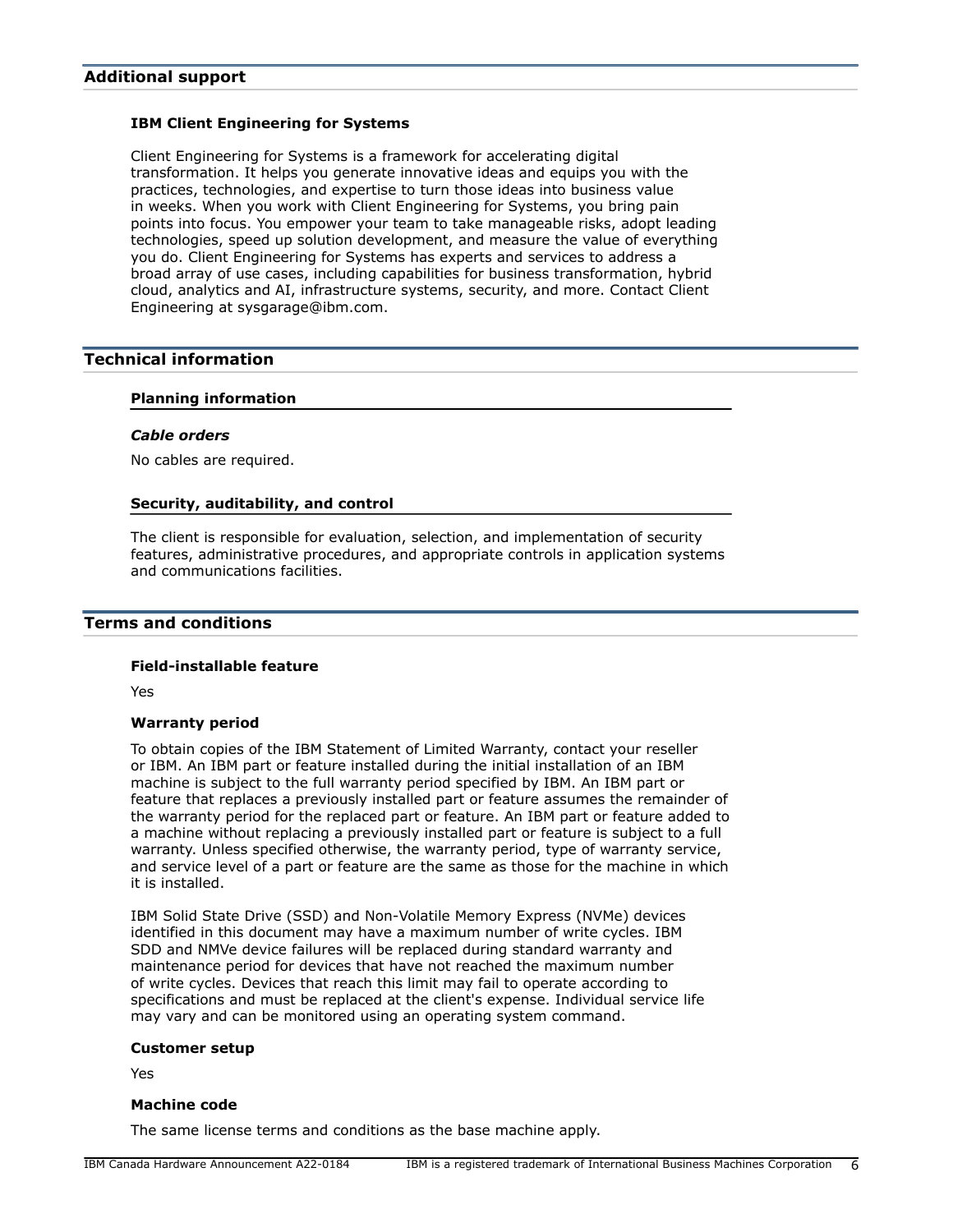## Additional support

### IBM Client Engineering for Systems

Client Engineering for Systems is a framework for accelerating digital transformation. It helps you generate innovative ideas and equips you with the practices, technologies, and expertise to turn those ideas into business value in weeks. When you work with Client Engineering for Systems, you bring pain points into focus. You empower your team to take manageable risks, adopt leading technologies, speed up solution development, and measure the value of everything you do. Client Engineering for Systems has experts and services to address a broad array of use cases, including capabilities for business transformation, hybrid cloud, analytics and AI, infrastructure systems, security, and more. Contact Client Engineering at sysgarage@ibm.com.

## Technical information

### Planning information

#### *Cable orders*

No cables are required.

### Security, auditability, and control

The client is responsible for evaluation, selection, and implementation of security features, administrative procedures, and appropriate controls in application systems and communications facilities.

## Terms and conditions

### Field-installable feature

Yes

### Warranty period

To obtain copies of the IBM Statement of Limited Warranty, contact your reseller or IBM. An IBM part or feature installed during the initial installation of an IBM machine is subject to the full warranty period specified by IBM. An IBM part or feature that replaces a previously installed part or feature assumes the remainder of the warranty period for the replaced part or feature. An IBM part or feature added to a machine without replacing a previously installed part or feature is subject to a full warranty. Unless specified otherwise, the warranty period, type of warranty service, and service level of a part or feature are the same as those for the machine in which it is installed.

IBM Solid State Drive (SSD) and Non-Volatile Memory Express (NVMe) devices identified in this document may have a maximum number of write cycles. IBM SDD and NMVe device failures will be replaced during standard warranty and maintenance period for devices that have not reached the maximum number of write cycles. Devices that reach this limit may fail to operate according to specifications and must be replaced at the client's expense. Individual service life may vary and can be monitored using an operating system command.

### Customer setup

Yes

### Machine code

The same license terms and conditions as the base machine apply.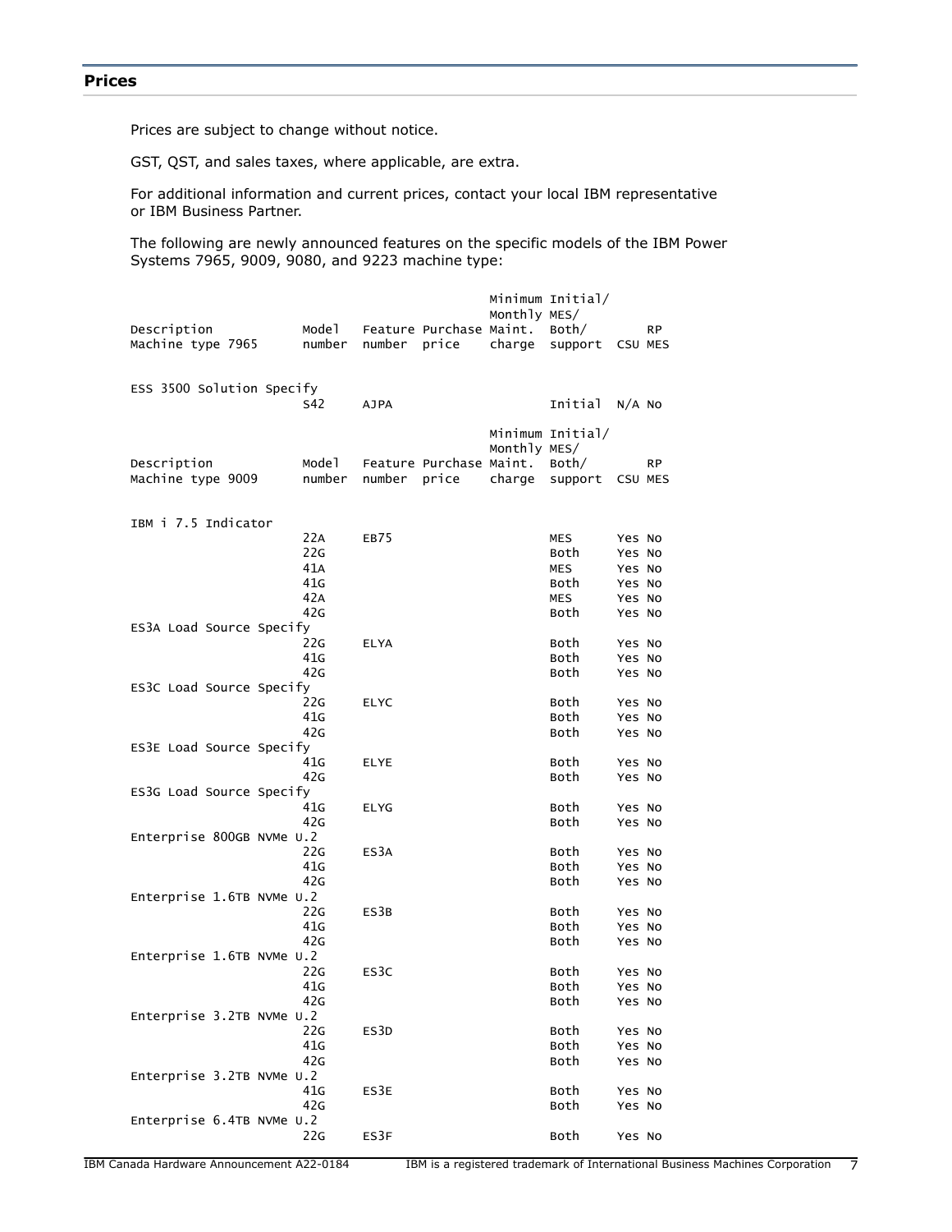## Prices

Prices are subject to change without notice.

GST, QST, and sales taxes, where applicable, are extra.

For additional information and current prices, contact your local IBM representative or IBM Business Partner.

The following are newly announced features on the specific models of the IBM Power Systems 7965, 9009, 9080, and 9223 machine type:

| Description Machine type 7965 | Model number | Feature number | Purchase price | Minimum Monthly Maint. charge | Initial/ MES/ Both/ support | CSU | RP MES |
|---|---|---|---|---|---|---|---|
| ESS 3500 Solution Specify | S42 | AJPA | | | Initial | N/A | No |

| Description Machine type 9009 | Model number | Feature number | Purchase price | Minimum Monthly Maint. charge | Initial/ MES/ Both/ support | CSU | RP MES |
|---|---|---|---|---|---|---|---|
| IBM i 7.5 Indicator | 22A | EB75 | | | MES | Yes | No |
| | 22G | | | | Both | Yes | No |
| | 41A | | | | MES | Yes | No |
| | 41G | | | | Both | Yes | No |
| | 42A | | | | MES | Yes | No |
| | 42G | | | | Both | Yes | No |
| ES3A Load Source Specify | 22G | ELYA | | | Both | Yes | No |
| | 41G | | | | Both | Yes | No |
| | 42G | | | | Both | Yes | No |
| ES3C Load Source Specify | 22G | ELYC | | | Both | Yes | No |
| | 41G | | | | Both | Yes | No |
| | 42G | | | | Both | Yes | No |
| ES3E Load Source Specify | 41G | ELYE | | | Both | Yes | No |
| | 42G | | | | Both | Yes | No |
| ES3G Load Source Specify | 41G | ELYG | | | Both | Yes | No |
| | 42G | | | | Both | Yes | No |
| Enterprise 800GB NVMe U.2 | 22G | ES3A | | | Both | Yes | No |
| | 41G | | | | Both | Yes | No |
| | 42G | | | | Both | Yes | No |
| Enterprise 1.6TB NVMe U.2 | 22G | ES3B | | | Both | Yes | No |
| | 41G | | | | Both | Yes | No |
| | 42G | | | | Both | Yes | No |
| Enterprise 1.6TB NVMe U.2 | 22G | ES3C | | | Both | Yes | No |
| | 41G | | | | Both | Yes | No |
| | 42G | | | | Both | Yes | No |
| Enterprise 3.2TB NVMe U.2 | 22G | ES3D | | | Both | Yes | No |
| | 41G | | | | Both | Yes | No |
| | 42G | | | | Both | Yes | No |
| Enterprise 3.2TB NVMe U.2 | 41G | ES3E | | | Both | Yes | No |
| | 42G | | | | Both | Yes | No |
| Enterprise 6.4TB NVMe U.2 | 22G | ES3F | | | Both | Yes | No |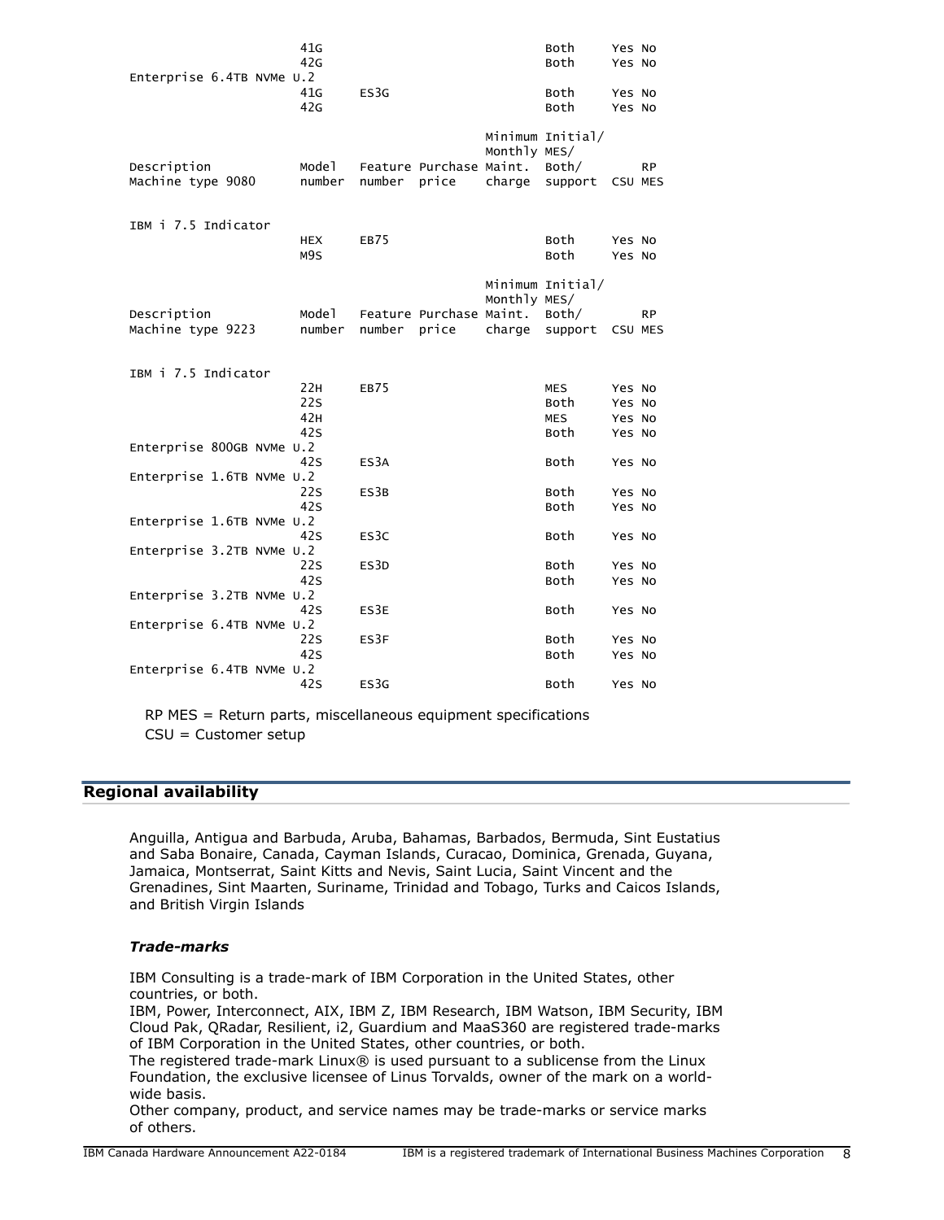| Description | Model number | Feature number | Purchase price | Minimum Monthly Maint. charge | Initial/ MES/ Both/ support | CSU | RP MES |
|---|---|---|---|---|---|---|---|
| | 41G | | | | Both | Yes | No |
| | 42G | | | | Both | Yes | No |
| Enterprise 6.4TB NVMe U.2 | | | | | | | |
| | 41G | ES3G | | | Both | Yes | No |
| | 42G | | | | Both | Yes | No |

| Description Machine type 9080 | Model number | Feature number | Purchase price | Minimum Monthly Maint. charge | Initial/ MES/ Both/ support | CSU | RP MES |
|---|---|---|---|---|---|---|---|
| IBM i 7.5 Indicator | | | | | | | |
| | HEX | EB75 | | | Both | Yes | No |
| | M9S | | | | Both | Yes | No |

| Description Machine type 9223 | Model number | Feature number | Purchase price | Minimum Monthly Maint. charge | Initial/ MES/ Both/ support | CSU | RP MES |
|---|---|---|---|---|---|---|---|
| IBM i 7.5 Indicator | | | | | | | |
| | 22H | EB75 | | | MES | Yes | No |
| | 22S | | | | Both | Yes | No |
| | 42H | | | | MES | Yes | No |
| | 42S | | | | Both | Yes | No |
| Enterprise 800GB NVMe U.2 | | | | | | | |
| | 42S | ES3A | | | Both | Yes | No |
| Enterprise 1.6TB NVMe U.2 | | | | | | | |
| | 22S | ES3B | | | Both | Yes | No |
| | 42S | | | | Both | Yes | No |
| Enterprise 1.6TB NVMe U.2 | | | | | | | |
| | 42S | ES3C | | | Both | Yes | No |
| Enterprise 3.2TB NVMe U.2 | | | | | | | |
| | 22S | ES3D | | | Both | Yes | No |
| | 42S | | | | Both | Yes | No |
| Enterprise 3.2TB NVMe U.2 | | | | | | | |
| | 42S | ES3E | | | Both | Yes | No |
| Enterprise 6.4TB NVMe U.2 | | | | | | | |
| | 22S | ES3F | | | Both | Yes | No |
| | 42S | | | | Both | Yes | No |
| Enterprise 6.4TB NVMe U.2 | | | | | | | |
| | 42S | ES3G | | | Both | Yes | No |

RP MES = Return parts, miscellaneous equipment specifications

CSU = Customer setup

## Regional availability

Anguilla, Antigua and Barbuda, Aruba, Bahamas, Barbados, Bermuda, Sint Eustatius and Saba Bonaire, Canada, Cayman Islands, Curacao, Dominica, Grenada, Guyana, Jamaica, Montserrat, Saint Kitts and Nevis, Saint Lucia, Saint Vincent and the Grenadines, Sint Maarten, Suriname, Trinidad and Tobago, Turks and Caicos Islands, and British Virgin Islands

### *Trade-marks*

IBM Consulting is a trade-mark of IBM Corporation in the United States, other countries, or both.

IBM, Power, Interconnect, AIX, IBM Z, IBM Research, IBM Watson, IBM Security, IBM Cloud Pak, QRadar, Resilient, i2, Guardium and MaaS360 are registered trade-marks of IBM Corporation in the United States, other countries, or both.

The registered trade-mark Linux® is used pursuant to a sublicense from the Linux Foundation, the exclusive licensee of Linus Torvalds, owner of the mark on a world-wide basis.

Other company, product, and service names may be trade-marks or service marks of others.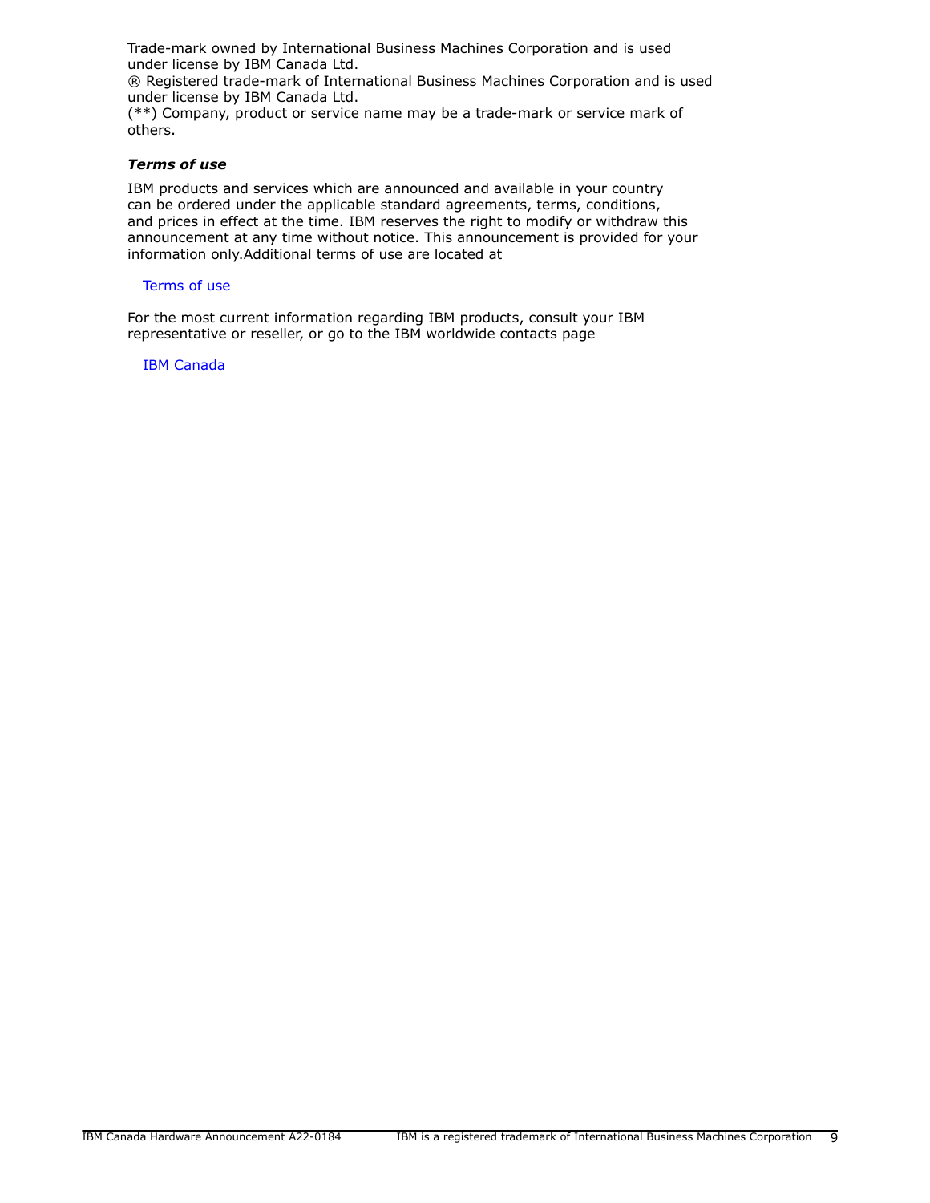Trade-mark owned by International Business Machines Corporation and is used under license by IBM Canada Ltd.
® Registered trade-mark of International Business Machines Corporation and is used under license by IBM Canada Ltd.
(**) Company, product or service name may be a trade-mark or service mark of others.

### *Terms of use*

IBM products and services which are announced and available in your country can be ordered under the applicable standard agreements, terms, conditions, and prices in effect at the time. IBM reserves the right to modify or withdraw this announcement at any time without notice. This announcement is provided for your information only.Additional terms of use are located at

Terms of use

For the most current information regarding IBM products, consult your IBM representative or reseller, or go to the IBM worldwide contacts page

IBM Canada